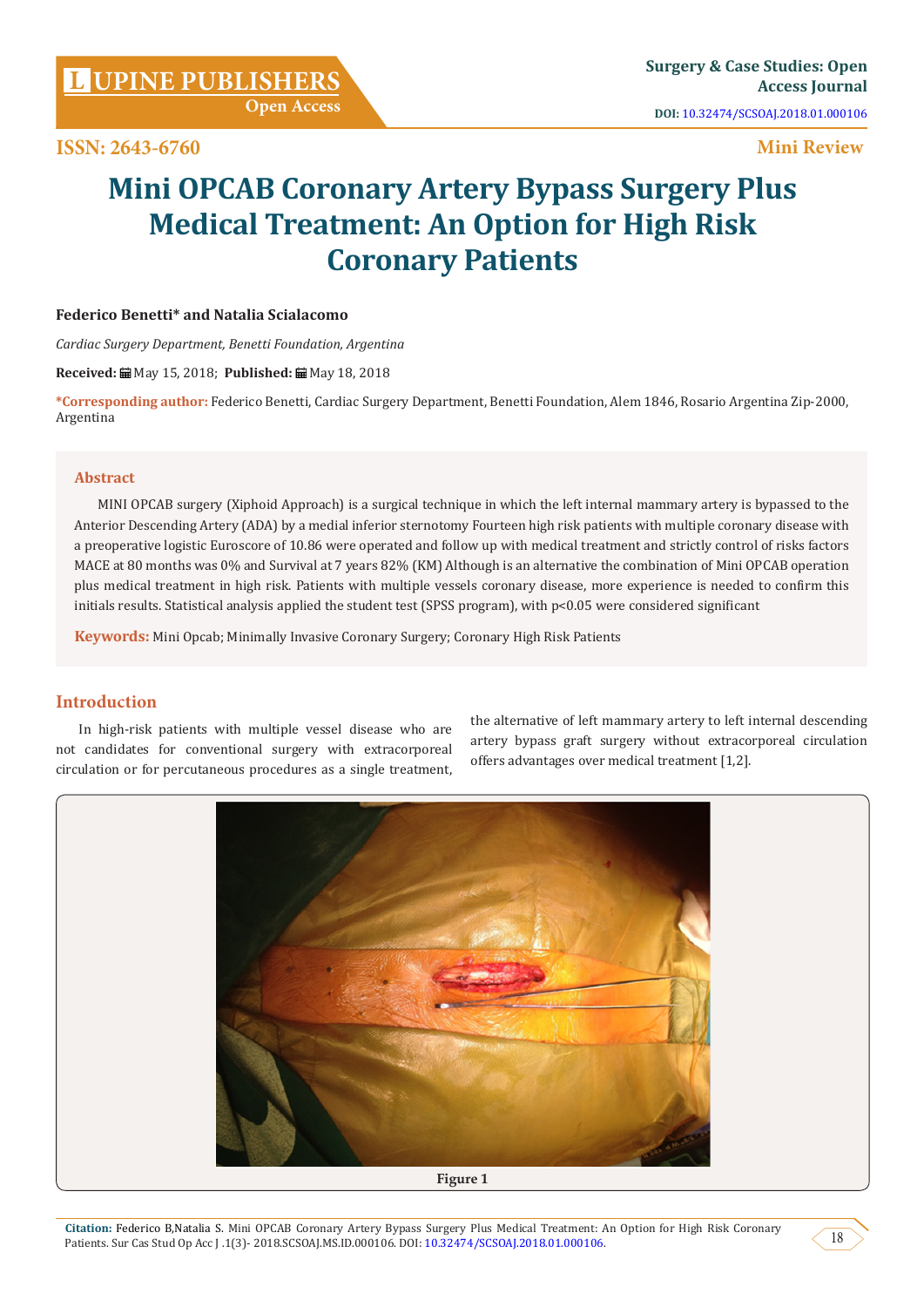# Mini OPCAB Coronary Artery Bypass Surgery Plus Medical Treatment: An Option for High Risk Coronary Patients

**Federico Benetti\* and Natalia Scialacomo**

*Cardiac Surgery Department, Benetti Foundation, Argentina*

**Received:** May 15, 2018; **Published:** May 18, 2018

**\*Corresponding author:** Federico Benetti, Cardiac Surgery Department, Benetti Foundation, Alem 1846, Rosario Argentina Zip-2000, Argentina

## Abstract

MINI OPCAB surgery (Xiphoid Approach) is a surgical technique in which the left internal mammary artery is bypassed to the Anterior Descending Artery (ADA) by a medial inferior sternotomy Fourteen high risk patients with multiple coronary disease with a preoperative logistic Euroscore of 10.86 were operated and follow up with medical treatment and strictly control of risks factors MACE at 80 months was 0% and Survival at 7 years 82% (KM) Although is an alternative the combination of Mini OPCAB operation plus medical treatment in high risk. Patients with multiple vessels coronary disease, more experience is needed to confirm this initials results. Statistical analysis applied the student test (SPSS program), with $p<0.05$ were considered significant

**Keywords:** Mini Opcab; Minimally Invasive Coronary Surgery; Coronary High Risk Patients

## Introduction

In high-risk patients with multiple vessel disease who are not candidates for conventional surgery with extracorporeal circulation or for percutaneous procedures as a single treatment, the alternative of left mammary artery to left internal descending artery bypass graft surgery without extracorporeal circulation offers advantages over medical treatment [1,2].

Figure 1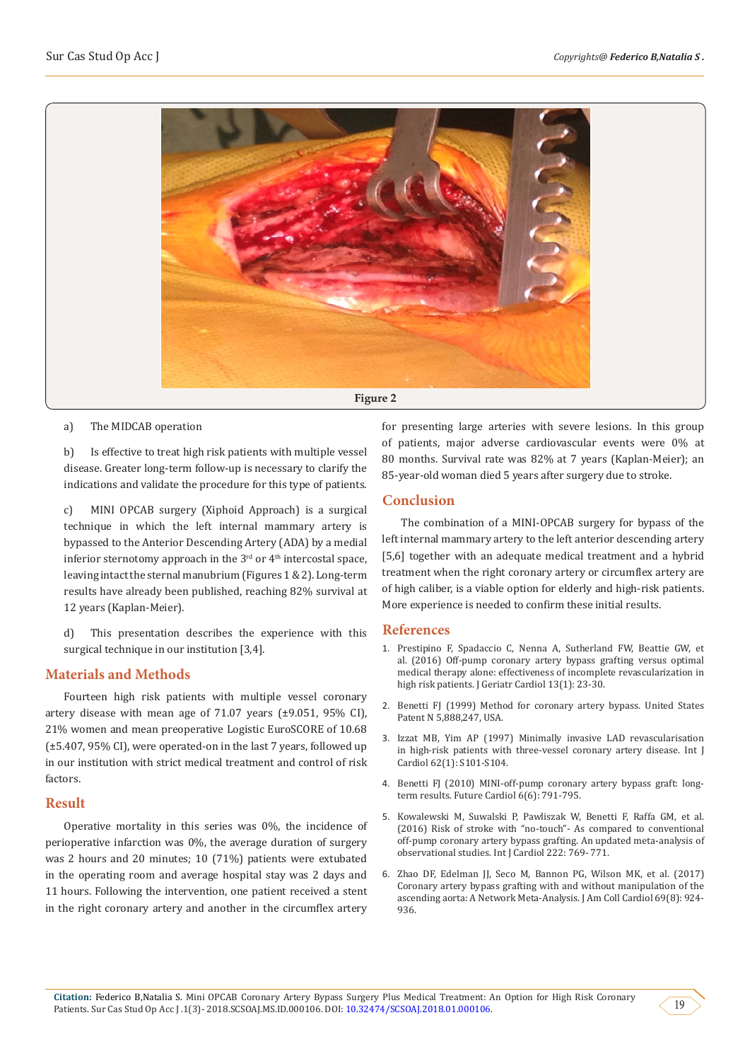Figure 2

a) The MIDCAB operation

b) Is effective to treat high risk patients with multiple vessel disease. Greater long-term follow-up is necessary to clarify the indications and validate the procedure for this type of patients.

c) MINI OPCAB surgery (Xiphoid Approach) is a surgical technique in which the left internal mammary artery is bypassed to the Anterior Descending Artery (ADA) by a medial inferior sternotomy approach in the 3rd or 4th intercostal space, leaving intact the sternal manubrium (Figures 1 & 2). Long-term results have already been published, reaching 82% survival at 12 years (Kaplan-Meier).

d) This presentation describes the experience with this surgical technique in our institution [3,4].

## Materials and Methods

Fourteen high risk patients with multiple vessel coronary artery disease with mean age of 71.07 years (±9.051, 95% CI), 21% women and mean preoperative Logistic EuroSCORE of 10.68 (±5.407, 95% CI), were operated-on in the last 7 years, followed up in our institution with strict medical treatment and control of risk factors.

## Result

Operative mortality in this series was 0%, the incidence of perioperative infarction was 0%, the average duration of surgery was 2 hours and 20 minutes; 10 (71%) patients were extubated in the operating room and average hospital stay was 2 days and 11 hours. Following the intervention, one patient received a stent in the right coronary artery and another in the circumflex artery for presenting large arteries with severe lesions. In this group of patients, major adverse cardiovascular events were 0% at 80 months. Survival rate was 82% at 7 years (Kaplan-Meier); an 85-year-old woman died 5 years after surgery due to stroke.

## Conclusion

The combination of a MINI-OPCAB surgery for bypass of the left internal mammary artery to the left anterior descending artery [5,6] together with an adequate medical treatment and a hybrid treatment when the right coronary artery or circumflex artery are of high caliber, is a viable option for elderly and high-risk patients. More experience is needed to confirm these initial results.

## References

1. Prestipino F, Spadaccio C, Nenna A, Sutherland FW, Beattie GW, et al. (2016) Off-pump coronary artery bypass grafting versus optimal medical therapy alone: effectiveness of incomplete revascularization in high risk patients. J Geriatr Cardiol 13(1): 23-30.
2. Benetti FJ (1999) Method for coronary artery bypass. United States Patent N 5,888,247, USA.
3. Izzat MB, Yim AP (1997) Minimally invasive LAD revascularisation in high-risk patients with three-vessel coronary artery disease. Int J Cardiol 62(1): S101-S104.
4. Benetti FJ (2010) MINI-off-pump coronary artery bypass graft: long-term results. Future Cardiol 6(6): 791-795.
5. Kowalewski M, Suwalski P, Pawliszak W, Benetti F, Raffa GM, et al. (2016) Risk of stroke with "no-touch"- As compared to conventional off-pump coronary artery bypass grafting. An updated meta-analysis of observational studies. Int J Cardiol 222: 769- 771.
6. Zhao DF, Edelman JJ, Seco M, Bannon PG, Wilson MK, et al. (2017) Coronary artery bypass grafting with and without manipulation of the ascending aorta: A Network Meta-Analysis. J Am Coll Cardiol 69(8): 924-936.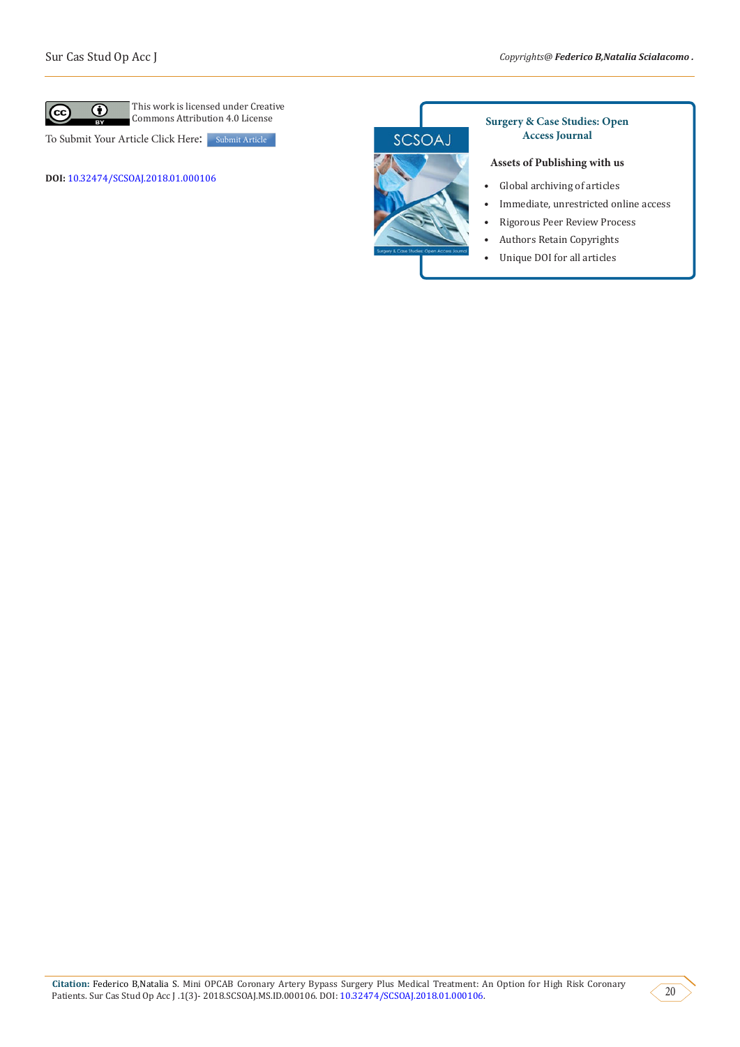This work is licensed under Creative Commons Attribution 4.0 License

To Submit Your Article Click Here: Submit Article

**DOI:** 10.32474/SCSOAJ.2018.01.000106

**Surgery & Case Studies: Open Access Journal**

**Assets of Publishing with us**

- Global archiving of articles
- Immediate, unrestricted online access
- Rigorous Peer Review Process
- Authors Retain Copyrights
- Unique DOI for all articles

**Citation:** Federico B,Natalia S. Mini OPCAB Coronary Artery Bypass Surgery Plus Medical Treatment: An Option for High Risk Coronary Patients. Sur Cas Stud Op Acc J .1(3)- 2018.SCSOAJ.MS.ID.000106. DOI: 10.32474/SCSOAJ.2018.01.000106.